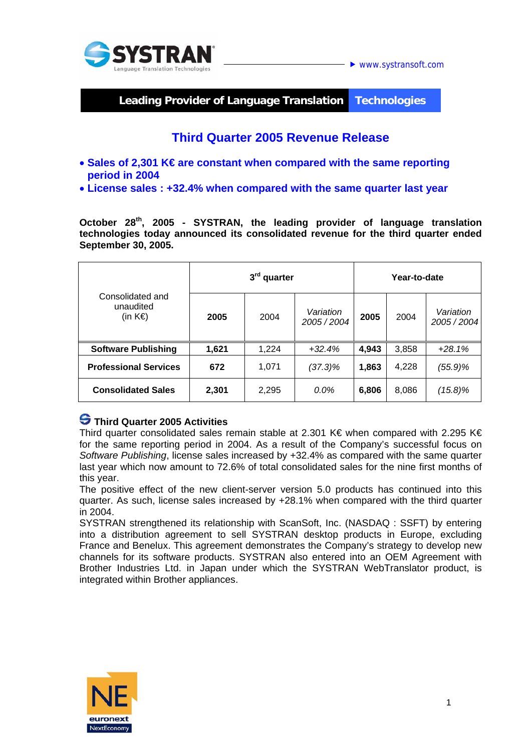SYSTRAN Language Translation Technologies

▸ www.systransoft.com

**Leading Provider of Language Translation Technologies**

# Third Quarter 2005 Revenue Release

- **Sales of 2,301 K€ are constant when compared with the same reporting period in 2004**
- **License sales : +32.4% when compared with the same quarter last year**

**October 28th, 2005 - SYSTRAN, the leading provider of language translation technologies today announced its consolidated revenue for the third quarter ended September 30, 2005.**

| Consolidated and unaudited (in K€) | 3rd quarter | | | Year-to-date | | |
|---|---|---|---|---|---|---|
| | **2005** | 2004 | *Variation 2005 / 2004* | **2005** | 2004 | *Variation 2005 / 2004* |
| **Software Publishing** | **1,621** | 1,224 | *+32.4%* | **4,943** | 3,858 | *+28.1%* |
| **Professional Services** | **672** | 1,071 | *(37.3)%* | **1,863** | 4,228 | *(55.9)%* |
| **Consolidated Sales** | **2,301** | 2,295 | *0.0%* | **6,806** | 8,086 | *(15.8)%* |

## Third Quarter 2005 Activities

Third quarter consolidated sales remain stable at 2.301 K€ when compared with 2.295 K€ for the same reporting period in 2004. As a result of the Company's successful focus on *Software Publishing*, license sales increased by +32.4% as compared with the same quarter last year which now amount to 72.6% of total consolidated sales for the nine first months of this year.

The positive effect of the new client-server version 5.0 products has continued into this quarter. As such, license sales increased by +28.1% when compared with the third quarter in 2004.

SYSTRAN strengthened its relationship with ScanSoft, Inc. (NASDAQ : SSFT) by entering into a distribution agreement to sell SYSTRAN desktop products in Europe, excluding France and Benelux. This agreement demonstrates the Company's strategy to develop new channels for its software products. SYSTRAN also entered into an OEM Agreement with Brother Industries Ltd. in Japan under which the SYSTRAN WebTranslator product, is integrated within Brother appliances.

NE euronext NextEconomy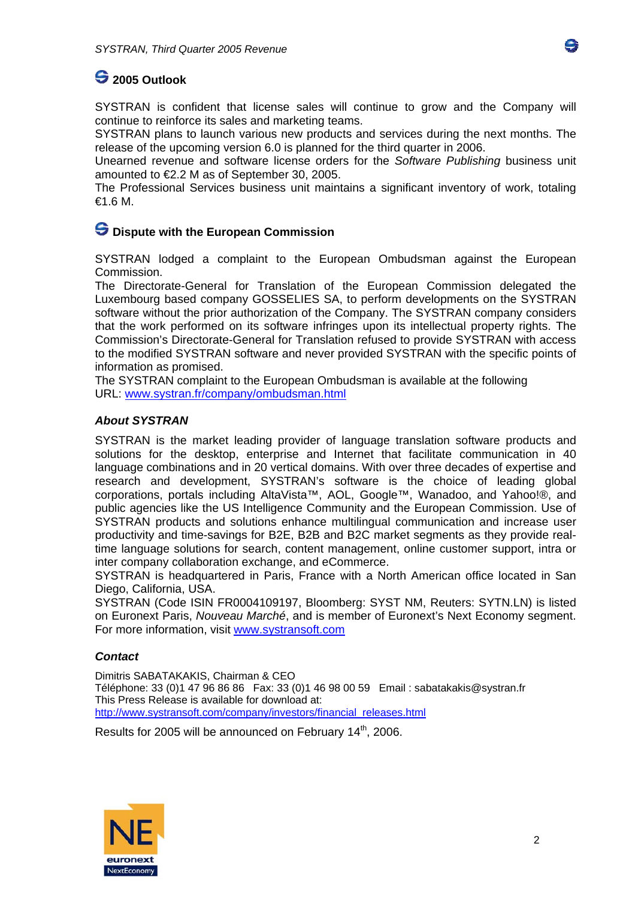## 2005 Outlook

SYSTRAN is confident that license sales will continue to grow and the Company will continue to reinforce its sales and marketing teams.
SYSTRAN plans to launch various new products and services during the next months. The release of the upcoming version 6.0 is planned for the third quarter in 2006.
Unearned revenue and software license orders for the *Software Publishing* business unit amounted to €2.2 M as of September 30, 2005.
The Professional Services business unit maintains a significant inventory of work, totaling €1.6 M.

## Dispute with the European Commission

SYSTRAN lodged a complaint to the European Ombudsman against the European Commission.
The Directorate-General for Translation of the European Commission delegated the Luxembourg based company GOSSELIES SA, to perform developments on the SYSTRAN software without the prior authorization of the Company. The SYSTRAN company considers that the work performed on its software infringes upon its intellectual property rights. The Commission's Directorate-General for Translation refused to provide SYSTRAN with access to the modified SYSTRAN software and never provided SYSTRAN with the specific points of information as promised.
The SYSTRAN complaint to the European Ombudsman is available at the following URL: [www.systran.fr/company/ombudsman.html](www.systran.fr/company/ombudsman.html)

### *About SYSTRAN*

SYSTRAN is the market leading provider of language translation software products and solutions for the desktop, enterprise and Internet that facilitate communication in 40 language combinations and in 20 vertical domains. With over three decades of expertise and research and development, SYSTRAN's software is the choice of leading global corporations, portals including AltaVista™, AOL, Google™, Wanadoo, and Yahoo!®, and public agencies like the US Intelligence Community and the European Commission. Use of SYSTRAN products and solutions enhance multilingual communication and increase user productivity and time-savings for B2E, B2B and B2C market segments as they provide real-time language solutions for search, content management, online customer support, intra or inter company collaboration exchange, and eCommerce.
SYSTRAN is headquartered in Paris, France with a North American office located in San Diego, California, USA.
SYSTRAN (Code ISIN FR0004109197, Bloomberg: SYST NM, Reuters: SYTN.LN) is listed on Euronext Paris, *Nouveau Marché*, and is member of Euronext's Next Economy segment. For more information, visit [www.systransoft.com](www.systransoft.com)

### *Contact*

Dimitris SABATAKAKIS, Chairman & CEO
Téléphone: 33 (0)1 47 96 86 86 Fax: 33 (0)1 46 98 00 59 Email : sabatakakis@systran.fr
This Press Release is available for download at:
[http://www.systransoft.com/company/investors/financial_releases.html](http://www.systransoft.com/company/investors/financial_releases.html)

Results for 2005 will be announced on February 14th, 2006.

NE
euronext
NextEconomy